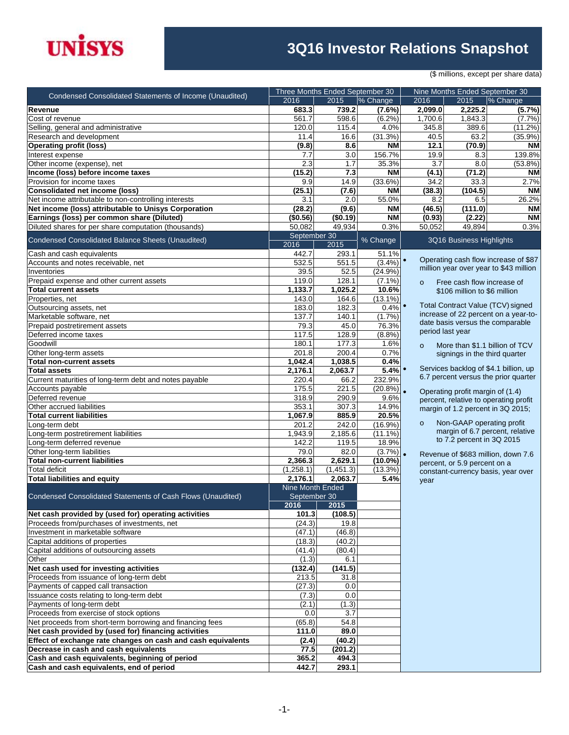UNISYS

# 3Q16 Investor Relations Snapshot

($ millions, except per share data)

| Condensed Consolidated Statements of Income (Unaudited) | Three Months Ended September 30 | | | Nine Months Ended September 30 | | |
|---|---|---|---|---|---|---|
| | 2016 | 2015 | % Change | 2016 | 2015 | % Change |
| **Revenue** | **683.3** | **739.2** | **(7.6%)** | **2,099.0** | **2,225.2** | **(5.7%)** |
| Cost of revenue | 561.7 | 598.6 | (6.2%) | 1,700.6 | 1,843.3 | (7.7%) |
| Selling, general and administrative | 120.0 | 115.4 | 4.0% | 345.8 | 389.6 | (11.2%) |
| Research and development | 11.4 | 16.6 | (31.3%) | 40.5 | 63.2 | (35.9%) |
| **Operating profit (loss)** | **(9.8)** | **8.6** | **NM** | **12.1** | **(70.9)** | **NM** |
| Interest expense | 7.7 | 3.0 | 156.7% | 19.9 | 8.3 | 139.8% |
| Other income (expense), net | 2.3 | 1.7 | 35.3% | 3.7 | 8.0 | (53.8%) |
| **Income (loss) before income taxes** | **(15.2)** | **7.3** | **NM** | **(4.1)** | **(71.2)** | **NM** |
| Provision for income taxes | 9.9 | 14.9 | (33.6%) | 34.2 | 33.3 | 2.7% |
| **Consolidated net income (loss)** | **(25.1)** | **(7.6)** | **NM** | **(38.3)** | **(104.5)** | **NM** |
| Net income attributable to non-controlling interests | 3.1 | 2.0 | 55.0% | 8.2 | 6.5 | 26.2% |
| **Net income (loss) attributable to Unisys Corporation** | **(28.2)** | **(9.6)** | **NM** | **(46.5)** | **(111.0)** | **NM** |
| **Earnings (loss) per common share (Diluted)** | **($0.56)** | **($0.19)** | **NM** | **(0.93)** | **(2.22)** | **NM** |
| Diluted shares for per share computation (thousands) | 50,082 | 49,934 | 0.3% | 50,052 | 49,894 | 0.3% |

| Condensed Consolidated Balance Sheets (Unaudited) | September 30 | | % Change |
|---|---|---|---|
| | 2016 | 2015 | |
| Cash and cash equivalents | 442.7 | 293.1 | 51.1% |
| Accounts and notes receivable, net | 532.5 | 551.5 | (3.4%) |
| Inventories | 39.5 | 52.5 | (24.9%) |
| Prepaid expense and other current assets | 119.0 | 128.1 | (7.1%) |
| **Total current assets** | **1,133.7** | **1,025.2** | **10.6%** |
| Properties, net | 143.0 | 164.6 | (13.1%) |
| Outsourcing assets, net | 183.0 | 182.3 | 0.4% |
| Marketable software, net | 137.7 | 140.1 | (1.7%) |
| Prepaid postretirement assets | 79.3 | 45.0 | 76.3% |
| Deferred income taxes | 117.5 | 128.9 | (8.8%) |
| Goodwill | 180.1 | 177.3 | 1.6% |
| Other long-term assets | 201.8 | 200.4 | 0.7% |
| **Total non-current assets** | **1,042.4** | **1,038.5** | **0.4%** |
| **Total assets** | **2,176.1** | **2,063.7** | **5.4%** |
| Current maturities of long-term debt and notes payable | 220.4 | 66.2 | 232.9% |
| Accounts payable | 175.5 | 221.5 | (20.8%) |
| Deferred revenue | 318.9 | 290.9 | 9.6% |
| Other accrued liabilities | 353.1 | 307.3 | 14.9% |
| **Total current liabilities** | **1,067.9** | **885.9** | **20.5%** |
| Long-term debt | 201.2 | 242.0 | (16.9%) |
| Long-term postretirement liabilities | 1,943.9 | 2,185.6 | (11.1%) |
| Long-term deferred revenue | 142.2 | 119.5 | 18.9% |
| Other long-term liabilities | 79.0 | 82.0 | (3.7%) |
| **Total non-current liabilities** | **2,366.3** | **2,629.1** | **(10.0%)** |
| Total deficit | (1,258.1) | (1,451.3) | (13.3%) |
| **Total liabilities and equity** | **2,176.1** | **2,063.7** | **5.4%** |

| Condensed Consolidated Statements of Cash Flows (Unaudited) | Nine Month Ended September 30 | |
|---|---|---|
| | **2016** | **2015** |
| **Net cash provided by (used for) operating activities** | **101.3** | **(108.5)** |
| Proceeds from/purchases of investments, net | (24.3) | 19.8 |
| Investment in marketable software | (47.1) | (46.8) |
| Capital additions of properties | (18.3) | (40.2) |
| Capital additions of outsourcing assets | (41.4) | (80.4) |
| Other | (1.3) | 6.1 |
| **Net cash used for investing activities** | **(132.4)** | **(141.5)** |
| Proceeds from issuance of long-term debt | 213.5 | 31.8 |
| Payments of capped call transaction | (27.3) | 0.0 |
| Issuance costs relating to long-term debt | (7.3) | 0.0 |
| Payments of long-term debt | (2.1) | (1.3) |
| Proceeds from exercise of stock options | 0.0 | 3.7 |
| Net proceeds from short-term borrowing and financing fees | (65.8) | 54.8 |
| **Net cash provided by (used for) financing activities** | **111.0** | **89.0** |
| **Effect of exchange rate changes on cash and cash equivalents** | **(2.4)** | **(40.2)** |
| **Decrease in cash and cash equivalents** | **77.5** | **(201.2)** |
| **Cash and cash equivalents, beginning of period** | **365.2** | **494.3** |
| **Cash and cash equivalents, end of period** | **442.7** | **293.1** |

## 3Q16 Business Highlights

- Operating cash flow increase of $87 million year over year to $43 million
  - Free cash flow increase of $106 million to $6 million
- Total Contract Value (TCV) signed increase of 22 percent on a year-to-date basis versus the comparable period last year
  - More than $1.1 billion of TCV signings in the third quarter
- Services backlog of $4.1 billion, up 6.7 percent versus the prior quarter
- Operating profit margin of (1.4) percent, relative to operating profit margin of 1.2 percent in 3Q 2015;
  - Non-GAAP operating profit margin of 6.7 percent, relative to 7.2 percent in 3Q 2015
- Revenue of $683 million, down 7.6 percent, or 5.9 percent on a constant-currency basis, year over year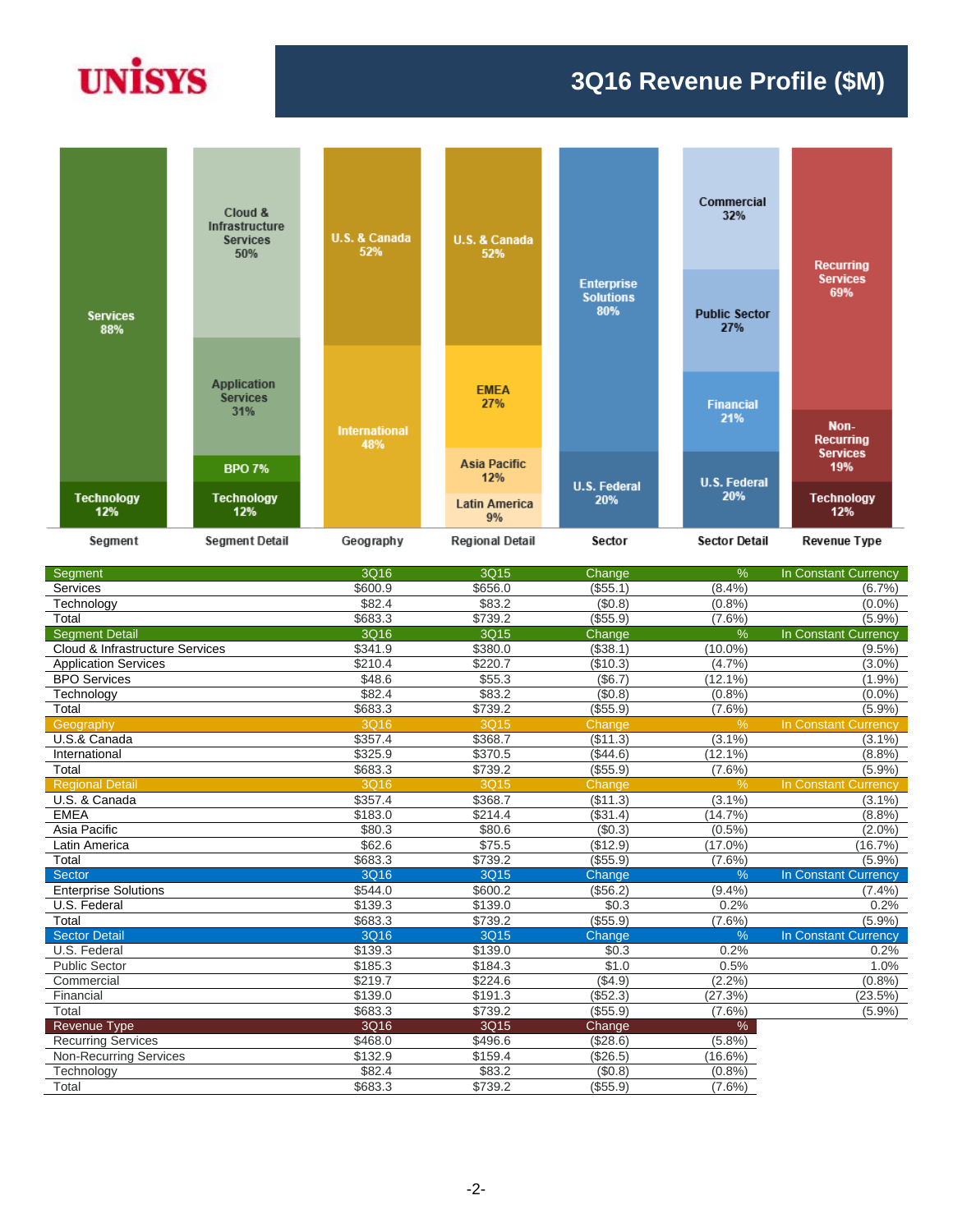# 3Q16 Revenue Profile ($M)

| Segment | | Segment Detail | | Geography | | Regional Detail | | Sector | | Sector Detail | | Revenue Type | |
|---|---|---|---|---|---|---|---|---|---|---|---|---|---|
| Services | 88% | Cloud & Infrastructure Services | 50% | U.S. & Canada | 52% | U.S. & Canada | 52% | Enterprise Solutions | 80% | Commercial | 32% | Recurring Services | 69% |
| Technology | 12% | Application Services | 31% | International | 48% | EMEA | 27% | U.S. Federal | 20% | Public Sector | 27% | Non-Recurring Services | 19% |
| | | BPO | 7% | | | Asia Pacific | 12% | | | Financial | 21% | Technology | 12% |
| | | Technology | 12% | | | Latin America | 9% | | | U.S. Federal | 20% | | |

| Segment | 3Q16 | 3Q15 | Change | % | In Constant Currency |
|---|---|---|---|---|---|
| Services | $600.9 | $656.0 | ($55.1) | (8.4%) | (6.7%) |
| Technology | $82.4 | $83.2 | ($0.8) | (0.8%) | (0.0%) |
| Total | $683.3 | $739.2 | ($55.9) | (7.6%) | (5.9%) |
| **Segment Detail** | **3Q16** | **3Q15** | **Change** | **%** | **In Constant Currency** |
| Cloud & Infrastructure Services | $341.9 | $380.0 | ($38.1) | (10.0%) | (9.5%) |
| Application Services | $210.4 | $220.7 | ($10.3) | (4.7%) | (3.0%) |
| BPO Services | $48.6 | $55.3 | ($6.7) | (12.1%) | (1.9%) |
| Technology | $82.4 | $83.2 | ($0.8) | (0.8%) | (0.0%) |
| Total | $683.3 | $739.2 | ($55.9) | (7.6%) | (5.9%) |
| **Geography** | **3Q16** | **3Q15** | **Change** | **%** | **In Constant Currency** |
| U.S.& Canada | $357.4 | $368.7 | ($11.3) | (3.1%) | (3.1%) |
| International | $325.9 | $370.5 | ($44.6) | (12.1%) | (8.8%) |
| Total | $683.3 | $739.2 | ($55.9) | (7.6%) | (5.9%) |
| **Regional Detail** | **3Q16** | **3Q15** | **Change** | **%** | **In Constant Currency** |
| U.S. & Canada | $357.4 | $368.7 | ($11.3) | (3.1%) | (3.1%) |
| EMEA | $183.0 | $214.4 | ($31.4) | (14.7%) | (8.8%) |
| Asia Pacific | $80.3 | $80.6 | ($0.3) | (0.5%) | (2.0%) |
| Latin America | $62.6 | $75.5 | ($12.9) | (17.0%) | (16.7%) |
| Total | $683.3 | $739.2 | ($55.9) | (7.6%) | (5.9%) |
| **Sector** | **3Q16** | **3Q15** | **Change** | **%** | **In Constant Currency** |
| Enterprise Solutions | $544.0 | $600.2 | ($56.2) | (9.4%) | (7.4%) |
| U.S. Federal | $139.3 | $139.0 | $0.3 | 0.2% | 0.2% |
| Total | $683.3 | $739.2 | ($55.9) | (7.6%) | (5.9%) |
| **Sector Detail** | **3Q16** | **3Q15** | **Change** | **%** | **In Constant Currency** |
| U.S. Federal | $139.3 | $139.0 | $0.3 | 0.2% | 0.2% |
| Public Sector | $185.3 | $184.3 | $1.0 | 0.5% | 1.0% |
| Commercial | $219.7 | $224.6 | ($4.9) | (2.2%) | (0.8%) |
| Financial | $139.0 | $191.3 | ($52.3) | (27.3%) | (23.5%) |
| Total | $683.3 | $739.2 | ($55.9) | (7.6%) | (5.9%) |
| **Revenue Type** | **3Q16** | **3Q15** | **Change** | **%** | |
| Recurring Services | $468.0 | $496.6 | ($28.6) | (5.8%) | |
| Non-Recurring Services | $132.9 | $159.4 | ($26.5) | (16.6%) | |
| Technology | $82.4 | $83.2 | ($0.8) | (0.8%) | |
| Total | $683.3 | $739.2 | ($55.9) | (7.6%) | |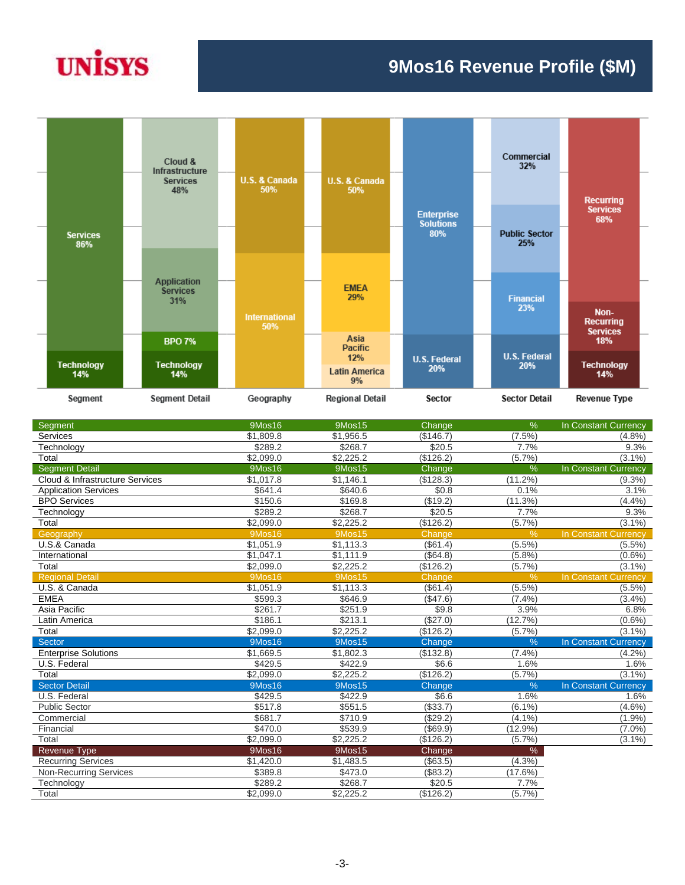# 9Mos16 Revenue Profile ($M)

| Segment | Segment Detail | Geography | Regional Detail | Sector | Sector Detail | Revenue Type |
|---|---|---|---|---|---|---|
| Services 86% | Cloud & Infrastructure Services 48% | U.S. & Canada 50% | U.S. & Canada 50% | Enterprise Solutions 80% | Commercial 32% | Recurring Services 68% |
| Technology 14% | Application Services 31% | International 50% | EMEA 29% | U.S. Federal 20% | Public Sector 25% | Non-Recurring Services 18% |
| | BPO 7% | | Asia Pacific 12% | | Financial 23% | Technology 14% |
| | Technology 14% | | Latin America 9% | | U.S. Federal 20% | |

| Segment | 9Mos16 | 9Mos15 | Change | % | In Constant Currency |
|---|---|---|---|---|---|
| Services | $1,809.8 | $1,956.5 | ($146.7) | (7.5%) | (4.8%) |
| Technology | $289.2 | $268.7 | $20.5 | 7.7% | 9.3% |
| Total | $2,099.0 | $2,225.2 | ($126.2) | (5.7%) | (3.1%) |
| **Segment Detail** | **9Mos16** | **9Mos15** | **Change** | **%** | **In Constant Currency** |
| Cloud & Infrastructure Services | $1,017.8 | $1,146.1 | ($128.3) | (11.2%) | (9.3%) |
| Application Services | $641.4 | $640.6 | $0.8 | 0.1% | 3.1% |
| BPO Services | $150.6 | $169.8 | ($19.2) | (11.3%) | (4.4%) |
| Technology | $289.2 | $268.7 | $20.5 | 7.7% | 9.3% |
| Total | $2,099.0 | $2,225.2 | ($126.2) | (5.7%) | (3.1%) |
| **Geography** | **9Mos16** | **9Mos15** | **Change** | **%** | **In Constant Currency** |
| U.S.& Canada | $1,051.9 | $1,113.3 | ($61.4) | (5.5%) | (5.5%) |
| International | $1,047.1 | $1,111.9 | ($64.8) | (5.8%) | (0.6%) |
| Total | $2,099.0 | $2,225.2 | ($126.2) | (5.7%) | (3.1%) |
| **Regional Detail** | **9Mos16** | **9Mos15** | **Change** | **%** | **In Constant Currency** |
| U.S. & Canada | $1,051.9 | $1,113.3 | ($61.4) | (5.5%) | (5.5%) |
| EMEA | $599.3 | $646.9 | ($47.6) | (7.4%) | (3.4%) |
| Asia Pacific | $261.7 | $251.9 | $9.8 | 3.9% | 6.8% |
| Latin America | $186.1 | $213.1 | ($27.0) | (12.7%) | (0.6%) |
| Total | $2,099.0 | $2,225.2 | ($126.2) | (5.7%) | (3.1%) |
| **Sector** | **9Mos16** | **9Mos15** | **Change** | **%** | **In Constant Currency** |
| Enterprise Solutions | $1,669.5 | $1,802.3 | ($132.8) | (7.4%) | (4.2%) |
| U.S. Federal | $429.5 | $422.9 | $6.6 | 1.6% | 1.6% |
| Total | $2,099.0 | $2,225.2 | ($126.2) | (5.7%) | (3.1%) |
| **Sector Detail** | **9Mos16** | **9Mos15** | **Change** | **%** | **In Constant Currency** |
| U.S. Federal | $429.5 | $422.9 | $6.6 | 1.6% | 1.6% |
| Public Sector | $517.8 | $551.5 | ($33.7) | (6.1%) | (4.6%) |
| Commercial | $681.7 | $710.9 | ($29.2) | (4.1%) | (1.9%) |
| Financial | $470.0 | $539.9 | ($69.9) | (12.9%) | (7.0%) |
| Total | $2,099.0 | $2,225.2 | ($126.2) | (5.7%) | (3.1%) |
| **Revenue Type** | **9Mos16** | **9Mos15** | **Change** | **%** | |
| Recurring Services | $1,420.0 | $1,483.5 | ($63.5) | (4.3%) | |
| Non-Recurring Services | $389.8 | $473.0 | ($83.2) | (17.6%) | |
| Technology | $289.2 | $268.7 | $20.5 | 7.7% | |
| Total | $2,099.0 | $2,225.2 | ($126.2) | (5.7%) | |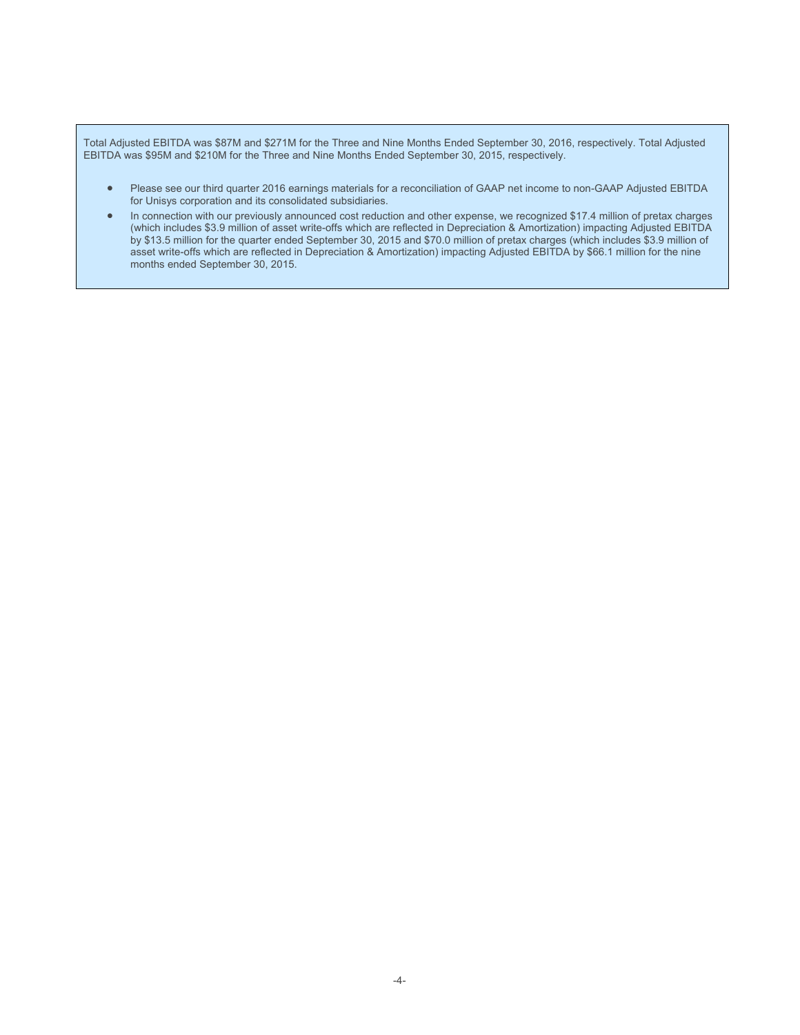Total Adjusted EBITDA was $87M and $271M for the Three and Nine Months Ended September 30, 2016, respectively. Total Adjusted EBITDA was $95M and $210M for the Three and Nine Months Ended September 30, 2015, respectively.

- Please see our third quarter 2016 earnings materials for a reconciliation of GAAP net income to non-GAAP Adjusted EBITDA for Unisys corporation and its consolidated subsidiaries.
- In connection with our previously announced cost reduction and other expense, we recognized $17.4 million of pretax charges (which includes $3.9 million of asset write-offs which are reflected in Depreciation & Amortization) impacting Adjusted EBITDA by $13.5 million for the quarter ended September 30, 2015 and $70.0 million of pretax charges (which includes $3.9 million of asset write-offs which are reflected in Depreciation & Amortization) impacting Adjusted EBITDA by $66.1 million for the nine months ended September 30, 2015.